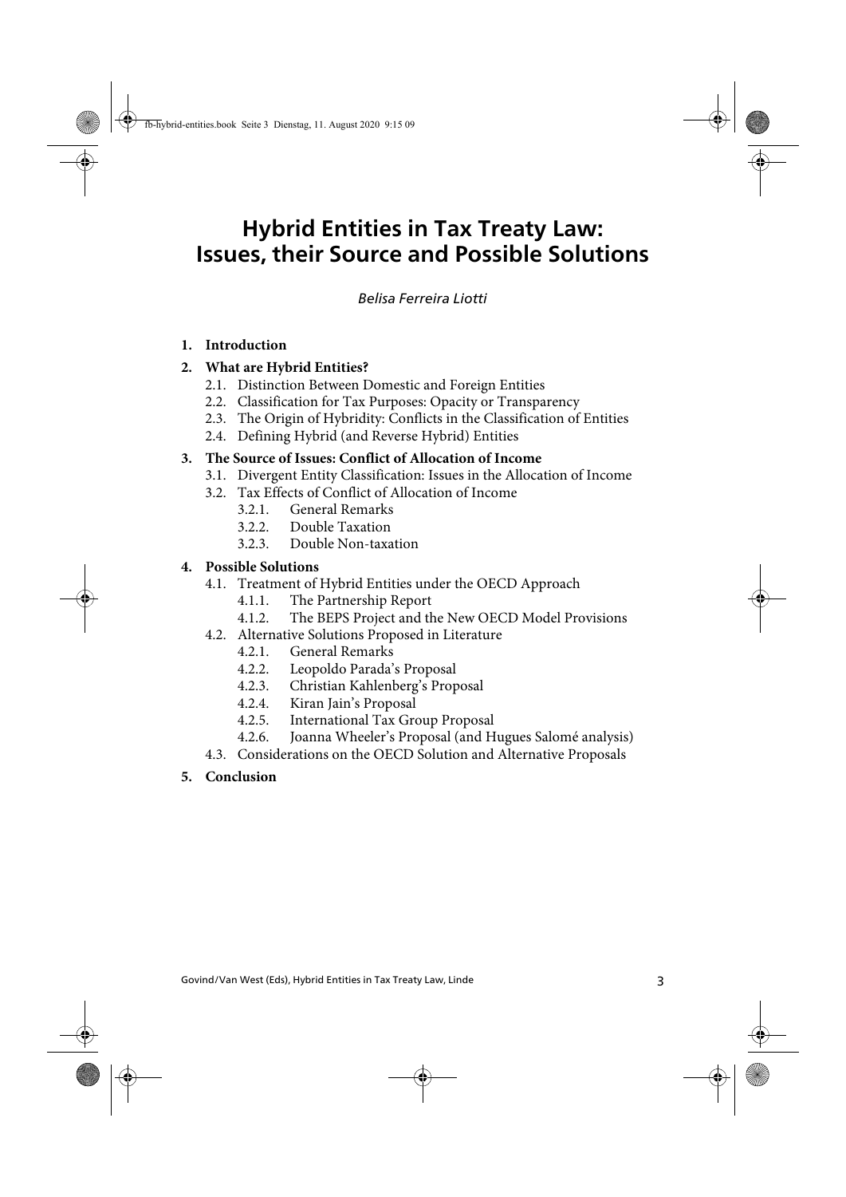# Hybrid Entities in Tax Treaty Law: Issues, their Source and Possible Solutions

*Belisa Ferreira Liotti*

**1. Introduction**

**2. What are Hybrid Entities?**

- 2.1. Distinction Between Domestic and Foreign Entities
- 2.2. Classification for Tax Purposes: Opacity or Transparency
- 2.3. The Origin of Hybridity: Conflicts in the Classification of Entities
- 2.4. Defining Hybrid (and Reverse Hybrid) Entities

**3. The Source of Issues: Conflict of Allocation of Income**

- 3.1. Divergent Entity Classification: Issues in the Allocation of Income
- 3.2. Tax Effects of Conflict of Allocation of Income
  - 3.2.1. General Remarks
  - 3.2.2. Double Taxation
  - 3.2.3. Double Non-taxation

**4. Possible Solutions**

- 4.1. Treatment of Hybrid Entities under the OECD Approach
  - 4.1.1. The Partnership Report
  - 4.1.2. The BEPS Project and the New OECD Model Provisions
- 4.2. Alternative Solutions Proposed in Literature
  - 4.2.1. General Remarks
  - 4.2.2. Leopoldo Parada's Proposal
  - 4.2.3. Christian Kahlenberg's Proposal
  - 4.2.4. Kiran Jain's Proposal
  - 4.2.5. International Tax Group Proposal
  - 4.2.6. Joanna Wheeler's Proposal (and Hugues Salomé analysis)
- 4.3. Considerations on the OECD Solution and Alternative Proposals

**5. Conclusion**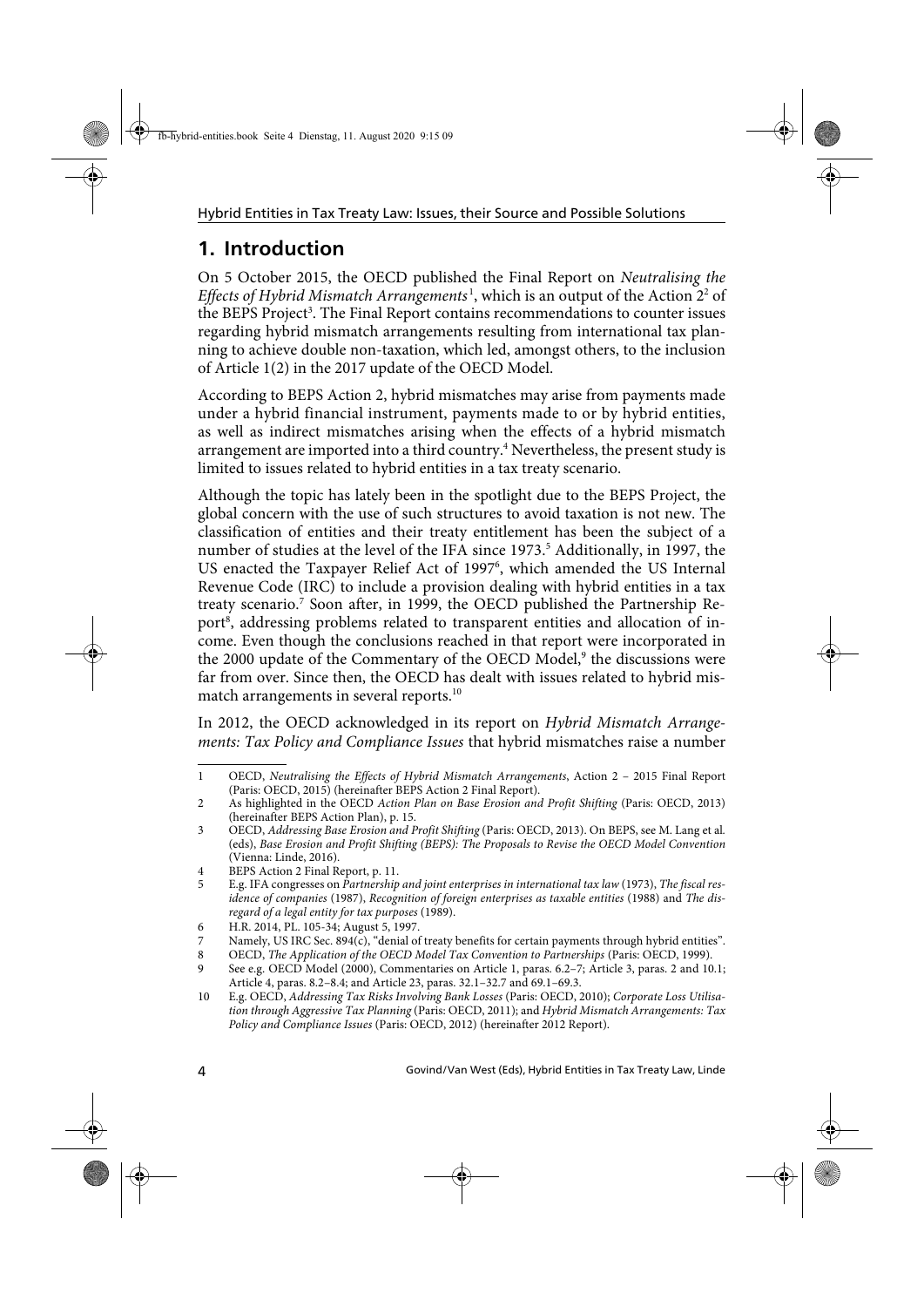# 1. Introduction

On 5 October 2015, the OECD published the Final Report on *Neutralising the Effects of Hybrid Mismatch Arrangements*[1], which is an output of the Action 2[2] of the BEPS Project[3]. The Final Report contains recommendations to counter issues regarding hybrid mismatch arrangements resulting from international tax planning to achieve double non-taxation, which led, amongst others, to the inclusion of Article 1(2) in the 2017 update of the OECD Model.

According to BEPS Action 2, hybrid mismatches may arise from payments made under a hybrid financial instrument, payments made to or by hybrid entities, as well as indirect mismatches arising when the effects of a hybrid mismatch arrangement are imported into a third country.[4] Nevertheless, the present study is limited to issues related to hybrid entities in a tax treaty scenario.

Although the topic has lately been in the spotlight due to the BEPS Project, the global concern with the use of such structures to avoid taxation is not new. The classification of entities and their treaty entitlement has been the subject of a number of studies at the level of the IFA since 1973.[5] Additionally, in 1997, the US enacted the Taxpayer Relief Act of 1997[6], which amended the US Internal Revenue Code (IRC) to include a provision dealing with hybrid entities in a tax treaty scenario.[7] Soon after, in 1999, the OECD published the Partnership Report[8], addressing problems related to transparent entities and allocation of income. Even though the conclusions reached in that report were incorporated in the 2000 update of the Commentary of the OECD Model,[9] the discussions were far from over. Since then, the OECD has dealt with issues related to hybrid mismatch arrangements in several reports.[10]

In 2012, the OECD acknowledged in its report on *Hybrid Mismatch Arrangements: Tax Policy and Compliance Issues* that hybrid mismatches raise a number

---

1 OECD, *Neutralising the Effects of Hybrid Mismatch Arrangements*, Action 2 – 2015 Final Report (Paris: OECD, 2015) (hereinafter BEPS Action 2 Final Report).

2 As highlighted in the OECD *Action Plan on Base Erosion and Profit Shifting* (Paris: OECD, 2013) (hereinafter BEPS Action Plan), p. 15.

3 OECD, *Addressing Base Erosion and Profit Shifting* (Paris: OECD, 2013). On BEPS, see M. Lang et al. (eds), *Base Erosion and Profit Shifting (BEPS): The Proposals to Revise the OECD Model Convention* (Vienna: Linde, 2016).

4 BEPS Action 2 Final Report, p. 11.

5 E.g. IFA congresses on *Partnership and joint enterprises in international tax law* (1973), *The fiscal residence of companies* (1987), *Recognition of foreign enterprises as taxable entities* (1988) and *The disregard of a legal entity for tax purposes* (1989).

6 H.R. 2014, PL. 105-34; August 5, 1997.

7 Namely, US IRC Sec. 894(c), "denial of treaty benefits for certain payments through hybrid entities".

8 OECD, *The Application of the OECD Model Tax Convention to Partnerships* (Paris: OECD, 1999).

9 See e.g. OECD Model (2000), Commentaries on Article 1, paras. 6.2–7; Article 3, paras. 2 and 10.1; Article 4, paras. 8.2–8.4; and Article 23, paras. 32.1–32.7 and 69.1–69.3.

10 E.g. OECD, *Addressing Tax Risks Involving Bank Losses* (Paris: OECD, 2010); *Corporate Loss Utilisation through Aggressive Tax Planning* (Paris: OECD, 2011); and *Hybrid Mismatch Arrangements: Tax Policy and Compliance Issues* (Paris: OECD, 2012) (hereinafter 2012 Report).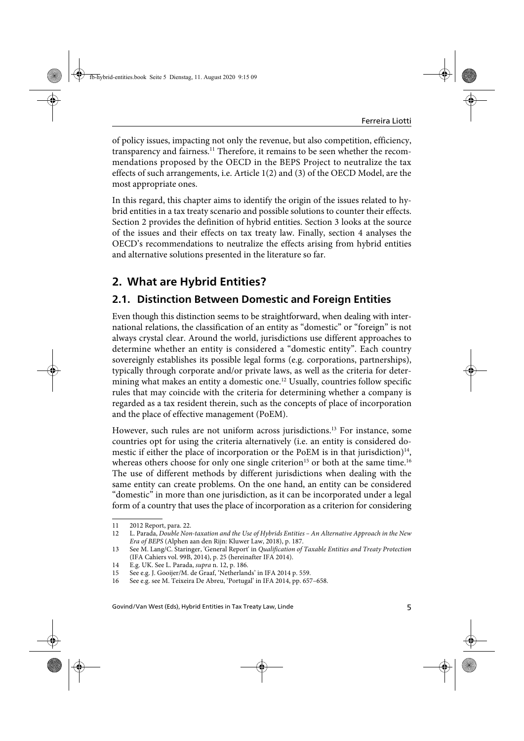of policy issues, impacting not only the revenue, but also competition, efficiency, transparency and fairness.[11] Therefore, it remains to be seen whether the recommendations proposed by the OECD in the BEPS Project to neutralize the tax effects of such arrangements, i.e. Article 1(2) and (3) of the OECD Model, are the most appropriate ones.

In this regard, this chapter aims to identify the origin of the issues related to hybrid entities in a tax treaty scenario and possible solutions to counter their effects. Section 2 provides the definition of hybrid entities. Section 3 looks at the source of the issues and their effects on tax treaty law. Finally, section 4 analyses the OECD's recommendations to neutralize the effects arising from hybrid entities and alternative solutions presented in the literature so far.

## 2. What are Hybrid Entities?

### 2.1. Distinction Between Domestic and Foreign Entities

Even though this distinction seems to be straightforward, when dealing with international relations, the classification of an entity as "domestic" or "foreign" is not always crystal clear. Around the world, jurisdictions use different approaches to determine whether an entity is considered a "domestic entity". Each country sovereignly establishes its possible legal forms (e.g. corporations, partnerships), typically through corporate and/or private laws, as well as the criteria for determining what makes an entity a domestic one.[12] Usually, countries follow specific rules that may coincide with the criteria for determining whether a company is regarded as a tax resident therein, such as the concepts of place of incorporation and the place of effective management (PoEM).

However, such rules are not uniform across jurisdictions.[13] For instance, some countries opt for using the criteria alternatively (i.e. an entity is considered domestic if either the place of incorporation or the PoEM is in that jurisdiction)[14], whereas others choose for only one single criterion[15] or both at the same time.[16] The use of different methods by different jurisdictions when dealing with the same entity can create problems. On the one hand, an entity can be considered "domestic" in more than one jurisdiction, as it can be incorporated under a legal form of a country that uses the place of incorporation as a criterion for considering

---

11 2012 Report, para. 22.

12 L. Parada, *Double Non-taxation and the Use of Hybrids Entities – An Alternative Approach in the New Era of BEPS* (Alphen aan den Rijn: Kluwer Law, 2018), p. 187.

13 See M. Lang/C. Staringer, 'General Report' in *Qualification of Taxable Entities and Treaty Protection* (IFA Cahiers vol. 99B, 2014), p. 25 (hereinafter IFA 2014).

14 E.g. UK. See L. Parada, *supra* n. 12, p. 186.

15 See e.g. J. Gooijer/M. de Graaf, 'Netherlands' in IFA 2014 p. 559.

16 See e.g. see M. Teixeira De Abreu, 'Portugal' in IFA 2014, pp. 657–658.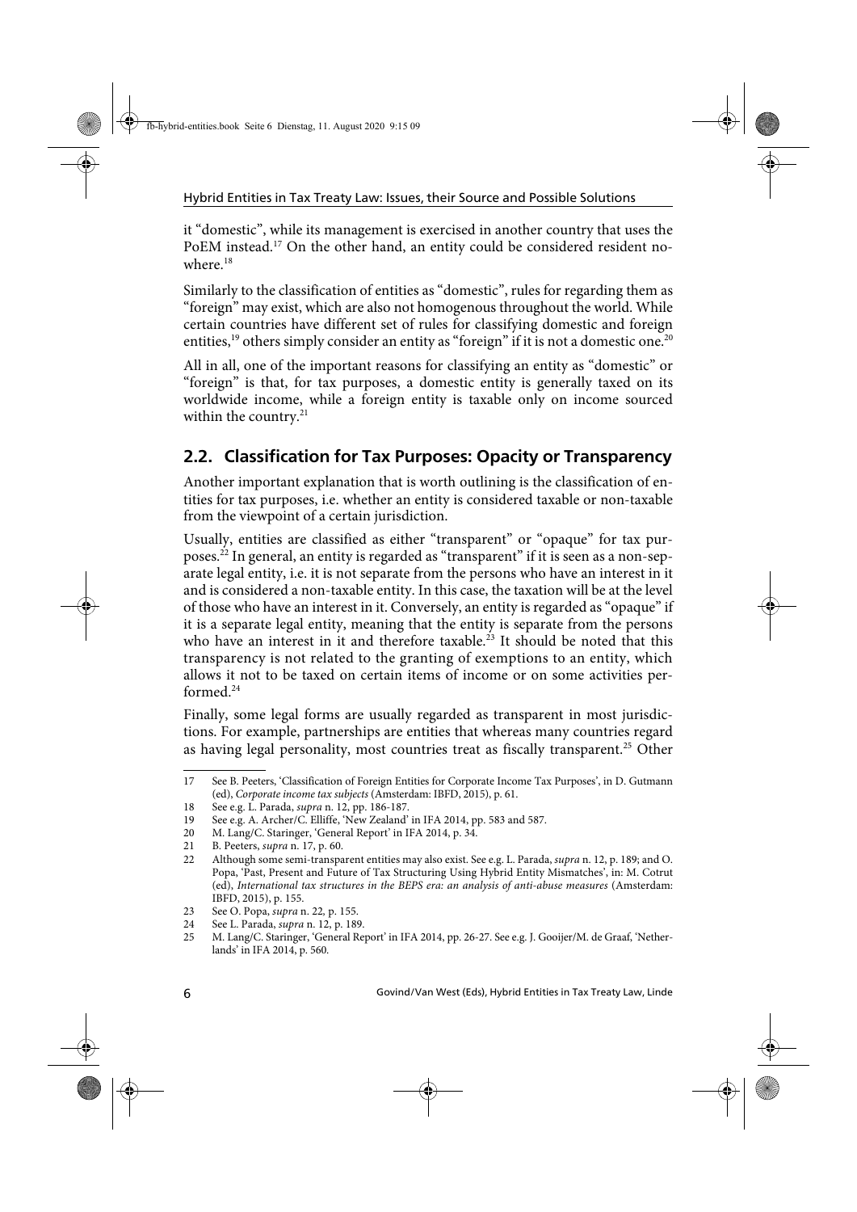it "domestic", while its management is exercised in another country that uses the PoEM instead.[17] On the other hand, an entity could be considered resident nowhere.[18]

Similarly to the classification of entities as "domestic", rules for regarding them as "foreign" may exist, which are also not homogenous throughout the world. While certain countries have different set of rules for classifying domestic and foreign entities,[19] others simply consider an entity as "foreign" if it is not a domestic one.[20]

All in all, one of the important reasons for classifying an entity as "domestic" or "foreign" is that, for tax purposes, a domestic entity is generally taxed on its worldwide income, while a foreign entity is taxable only on income sourced within the country.[21]

## 2.2. Classification for Tax Purposes: Opacity or Transparency

Another important explanation that is worth outlining is the classification of entities for tax purposes, i.e. whether an entity is considered taxable or non-taxable from the viewpoint of a certain jurisdiction.

Usually, entities are classified as either "transparent" or "opaque" for tax purposes.[22] In general, an entity is regarded as "transparent" if it is seen as a non-separate legal entity, i.e. it is not separate from the persons who have an interest in it and is considered a non-taxable entity. In this case, the taxation will be at the level of those who have an interest in it. Conversely, an entity is regarded as "opaque" if it is a separate legal entity, meaning that the entity is separate from the persons who have an interest in it and therefore taxable.[23] It should be noted that this transparency is not related to the granting of exemptions to an entity, which allows it not to be taxed on certain items of income or on some activities performed.[24]

Finally, some legal forms are usually regarded as transparent in most jurisdictions. For example, partnerships are entities that whereas many countries regard as having legal personality, most countries treat as fiscally transparent.[25] Other

---

17 See B. Peeters, 'Classification of Foreign Entities for Corporate Income Tax Purposes', in D. Gutmann (ed), *Corporate income tax subjects* (Amsterdam: IBFD, 2015), p. 61.

18 See e.g. L. Parada, *supra* n. 12, pp. 186-187.

19 See e.g. A. Archer/C. Elliffe, 'New Zealand' in IFA 2014, pp. 583 and 587.

20 M. Lang/C. Staringer, 'General Report' in IFA 2014, p. 34.

21 B. Peeters, *supra* n. 17, p. 60.

22 Although some semi-transparent entities may also exist. See e.g. L. Parada, *supra* n. 12, p. 189; and O. Popa, 'Past, Present and Future of Tax Structuring Using Hybrid Entity Mismatches', in: M. Cotrut (ed), *International tax structures in the BEPS era: an analysis of anti-abuse measures* (Amsterdam: IBFD, 2015), p. 155.

23 See O. Popa, *supra* n. 22, p. 155.

24 See L. Parada, *supra* n. 12, p. 189.

25 M. Lang/C. Staringer, 'General Report' in IFA 2014, pp. 26-27. See e.g. J. Gooijer/M. de Graaf, 'Netherlands' in IFA 2014, p. 560.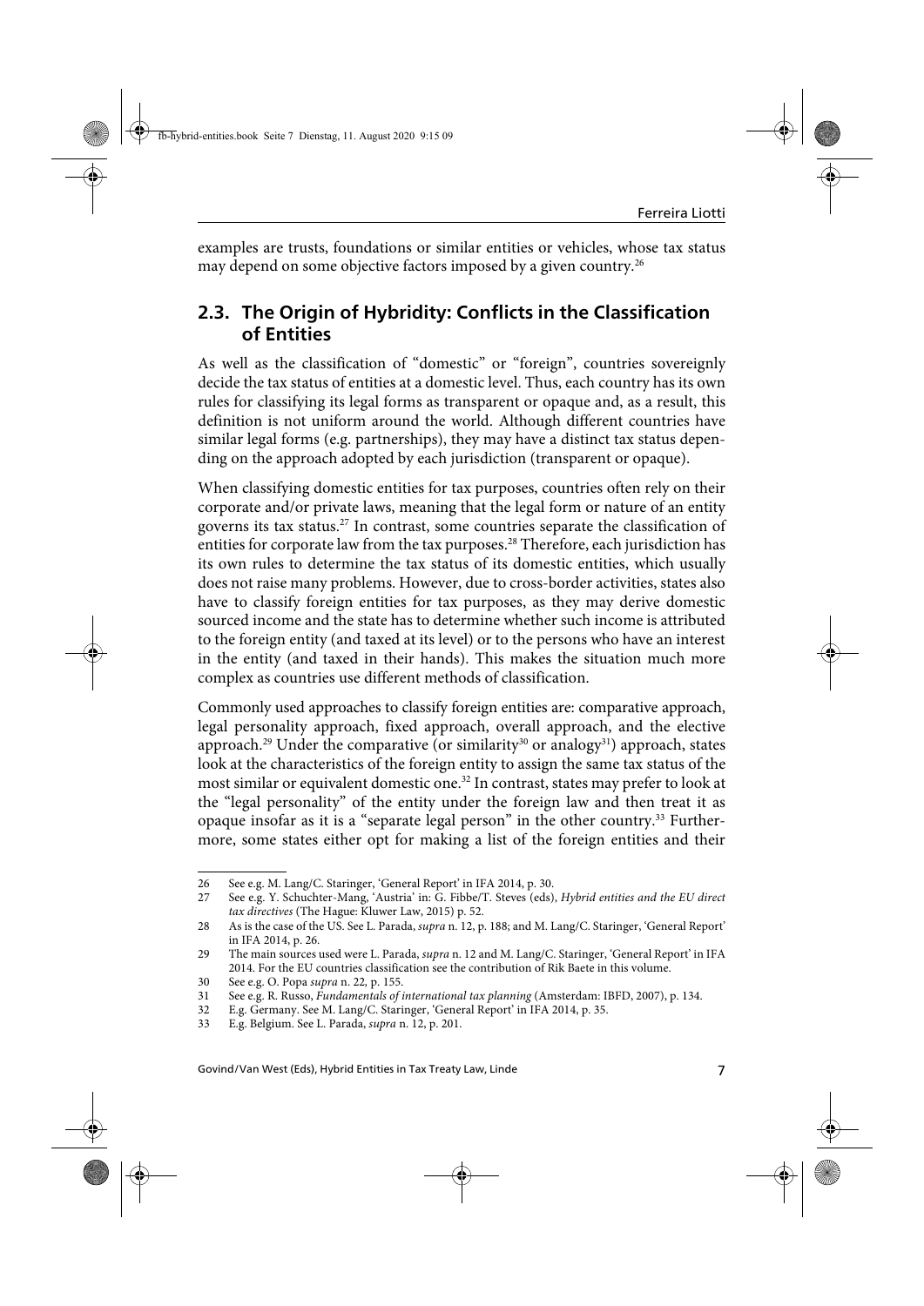examples are trusts, foundations or similar entities or vehicles, whose tax status may depend on some objective factors imposed by a given country.[26]

## 2.3. The Origin of Hybridity: Conflicts in the Classification of Entities

As well as the classification of "domestic" or "foreign", countries sovereignly decide the tax status of entities at a domestic level. Thus, each country has its own rules for classifying its legal forms as transparent or opaque and, as a result, this definition is not uniform around the world. Although different countries have similar legal forms (e.g. partnerships), they may have a distinct tax status depending on the approach adopted by each jurisdiction (transparent or opaque).

When classifying domestic entities for tax purposes, countries often rely on their corporate and/or private laws, meaning that the legal form or nature of an entity governs its tax status.[27] In contrast, some countries separate the classification of entities for corporate law from the tax purposes.[28] Therefore, each jurisdiction has its own rules to determine the tax status of its domestic entities, which usually does not raise many problems. However, due to cross-border activities, states also have to classify foreign entities for tax purposes, as they may derive domestic sourced income and the state has to determine whether such income is attributed to the foreign entity (and taxed at its level) or to the persons who have an interest in the entity (and taxed in their hands). This makes the situation much more complex as countries use different methods of classification.

Commonly used approaches to classify foreign entities are: comparative approach, legal personality approach, fixed approach, overall approach, and the elective approach.[29] Under the comparative (or similarity[30] or analogy[31]) approach, states look at the characteristics of the foreign entity to assign the same tax status of the most similar or equivalent domestic one.[32] In contrast, states may prefer to look at the "legal personality" of the entity under the foreign law and then treat it as opaque insofar as it is a "separate legal person" in the other country.[33] Furthermore, some states either opt for making a list of the foreign entities and their

---

26 See e.g. M. Lang/C. Staringer, 'General Report' in IFA 2014, p. 30.

27 See e.g. Y. Schuchter-Mang, 'Austria' in: G. Fibbe/T. Steves (eds), *Hybrid entities and the EU direct tax directives* (The Hague: Kluwer Law, 2015) p. 52.

28 As is the case of the US. See L. Parada, *supra* n. 12, p. 188; and M. Lang/C. Staringer, 'General Report' in IFA 2014, p. 26.

29 The main sources used were L. Parada, *supra* n. 12 and M. Lang/C. Staringer, 'General Report' in IFA 2014. For the EU countries classification see the contribution of Rik Baete in this volume.

30 See e.g. O. Popa *supra* n. 22, p. 155.

31 See e.g. R. Russo, *Fundamentals of international tax planning* (Amsterdam: IBFD, 2007), p. 134.

32 E.g. Germany. See M. Lang/C. Staringer, 'General Report' in IFA 2014, p. 35.

33 E.g. Belgium. See L. Parada, *supra* n. 12, p. 201.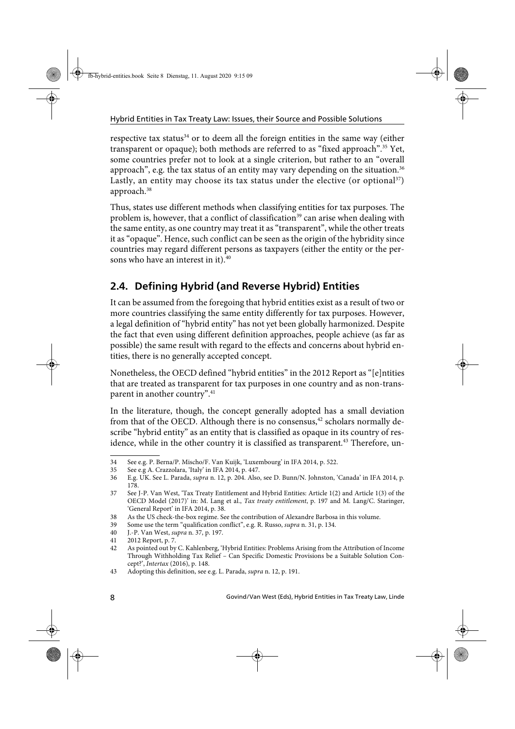respective tax status[34] or to deem all the foreign entities in the same way (either transparent or opaque); both methods are referred to as "fixed approach".[35] Yet, some countries prefer not to look at a single criterion, but rather to an "overall approach", e.g. the tax status of an entity may vary depending on the situation.[36] Lastly, an entity may choose its tax status under the elective (or optional[37]) approach.[38]

Thus, states use different methods when classifying entities for tax purposes. The problem is, however, that a conflict of classification[39] can arise when dealing with the same entity, as one country may treat it as "transparent", while the other treats it as "opaque". Hence, such conflict can be seen as the origin of the hybridity since countries may regard different persons as taxpayers (either the entity or the persons who have an interest in it).[40]

## 2.4. Defining Hybrid (and Reverse Hybrid) Entities

It can be assumed from the foregoing that hybrid entities exist as a result of two or more countries classifying the same entity differently for tax purposes. However, a legal definition of "hybrid entity" has not yet been globally harmonized. Despite the fact that even using different definition approaches, people achieve (as far as possible) the same result with regard to the effects and concerns about hybrid entities, there is no generally accepted concept.

Nonetheless, the OECD defined "hybrid entities" in the 2012 Report as "[e]ntities that are treated as transparent for tax purposes in one country and as non-transparent in another country".[41]

In the literature, though, the concept generally adopted has a small deviation from that of the OECD. Although there is no consensus,[42] scholars normally describe "hybrid entity" as an entity that is classified as opaque in its country of residence, while in the other country it is classified as transparent.[43] Therefore, un-

---

34 See e.g. P. Berna/P. Mischo/F. Van Kuijk, 'Luxembourg' in IFA 2014, p. 522.

35 See e.g A. Crazzolara, 'Italy' in IFA 2014, p. 447.

36 E.g. UK. See L. Parada, *supra* n. 12, p. 204. Also, see D. Bunn/N. Johnston, 'Canada' in IFA 2014, p. 178.

37 See J-P. Van West, 'Tax Treaty Entitlement and Hybrid Entities: Article 1(2) and Article 1(3) of the OECD Model (2017)' in: M. Lang et al., *Tax treaty entitlement*, p. 197 and M. Lang/C. Staringer, 'General Report' in IFA 2014, p. 38.

38 As the US check-the-box regime. See the contribution of Alexandre Barbosa in this volume.

39 Some use the term "qualification conflict", e.g. R. Russo, *supra* n. 31, p. 134.

40 J.-P. Van West, *supra* n. 37, p. 197.

41 2012 Report, p. 7.

42 As pointed out by C. Kahlenberg, 'Hybrid Entities: Problems Arising from the Attribution of Income Through Withholding Tax Relief – Can Specific Domestic Provisions be a Suitable Solution Concept?', *Intertax* (2016), p. 148.

43 Adopting this definition, see e.g. L. Parada, *supra* n. 12, p. 191.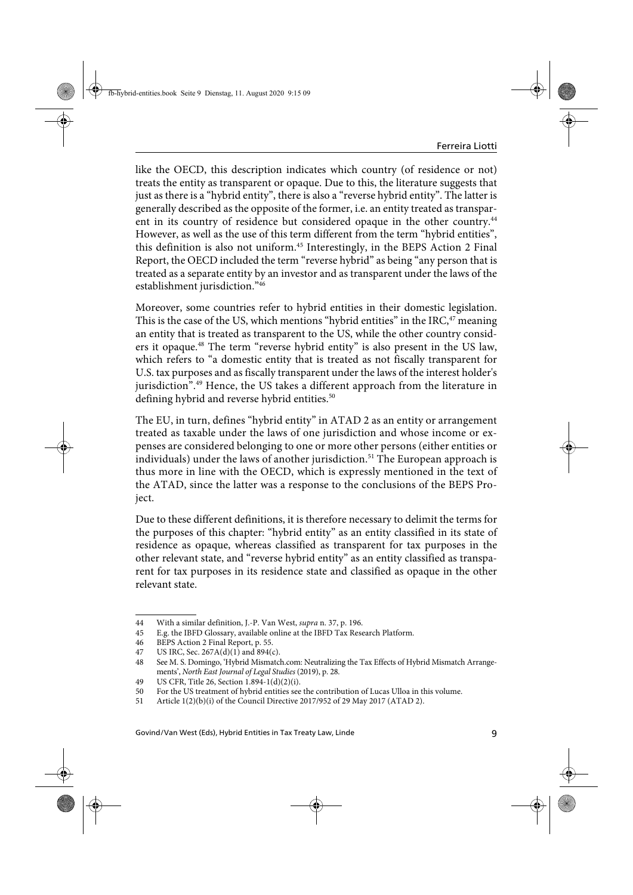like the OECD, this description indicates which country (of residence or not) treats the entity as transparent or opaque. Due to this, the literature suggests that just as there is a "hybrid entity", there is also a "reverse hybrid entity". The latter is generally described as the opposite of the former, i.e. an entity treated as transparent in its country of residence but considered opaque in the other country.[44] However, as well as the use of this term different from the term "hybrid entities", this definition is also not uniform.[45] Interestingly, in the BEPS Action 2 Final Report, the OECD included the term "reverse hybrid" as being "any person that is treated as a separate entity by an investor and as transparent under the laws of the establishment jurisdiction."[46]

Moreover, some countries refer to hybrid entities in their domestic legislation. This is the case of the US, which mentions "hybrid entities" in the IRC,[47] meaning an entity that is treated as transparent to the US, while the other country considers it opaque.[48] The term "reverse hybrid entity" is also present in the US law, which refers to "a domestic entity that is treated as not fiscally transparent for U.S. tax purposes and as fiscally transparent under the laws of the interest holder's jurisdiction".[49] Hence, the US takes a different approach from the literature in defining hybrid and reverse hybrid entities.[50]

The EU, in turn, defines "hybrid entity" in ATAD 2 as an entity or arrangement treated as taxable under the laws of one jurisdiction and whose income or expenses are considered belonging to one or more other persons (either entities or individuals) under the laws of another jurisdiction.[51] The European approach is thus more in line with the OECD, which is expressly mentioned in the text of the ATAD, since the latter was a response to the conclusions of the BEPS Project.

Due to these different definitions, it is therefore necessary to delimit the terms for the purposes of this chapter: "hybrid entity" as an entity classified in its state of residence as opaque, whereas classified as transparent for tax purposes in the other relevant state, and "reverse hybrid entity" as an entity classified as transparent for tax purposes in its residence state and classified as opaque in the other relevant state.

---

44 With a similar definition, J.-P. Van West, *supra* n. 37, p. 196.

45 E.g. the IBFD Glossary, available online at the IBFD Tax Research Platform.

46 BEPS Action 2 Final Report, p. 55.

47 US IRC, Sec. 267A(d)(1) and 894(c).

48 See M. S. Domingo, 'Hybrid Mismatch.com: Neutralizing the Tax Effects of Hybrid Mismatch Arrangements', *North East Journal of Legal Studies* (2019), p. 28.

49 US CFR, Title 26, Section 1.894-1(d)(2)(i).

50 For the US treatment of hybrid entities see the contribution of Lucas Ulloa in this volume.

51 Article 1(2)(b)(i) of the Council Directive 2017/952 of 29 May 2017 (ATAD 2).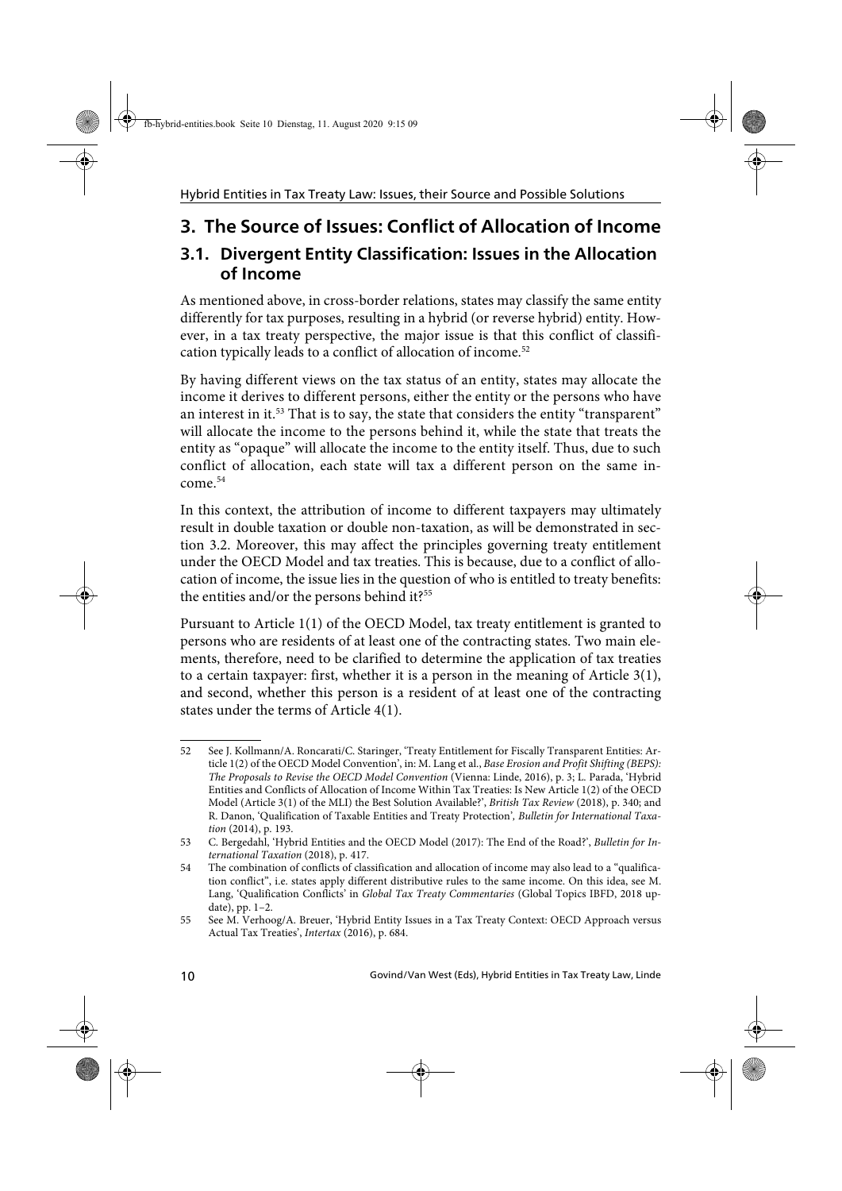## 3. The Source of Issues: Conflict of Allocation of Income

### 3.1. Divergent Entity Classification: Issues in the Allocation of Income

As mentioned above, in cross-border relations, states may classify the same entity differently for tax purposes, resulting in a hybrid (or reverse hybrid) entity. However, in a tax treaty perspective, the major issue is that this conflict of classification typically leads to a conflict of allocation of income.[52]

By having different views on the tax status of an entity, states may allocate the income it derives to different persons, either the entity or the persons who have an interest in it.[53] That is to say, the state that considers the entity "transparent" will allocate the income to the persons behind it, while the state that treats the entity as "opaque" will allocate the income to the entity itself. Thus, due to such conflict of allocation, each state will tax a different person on the same income.[54]

In this context, the attribution of income to different taxpayers may ultimately result in double taxation or double non-taxation, as will be demonstrated in section 3.2. Moreover, this may affect the principles governing treaty entitlement under the OECD Model and tax treaties. This is because, due to a conflict of allocation of income, the issue lies in the question of who is entitled to treaty benefits: the entities and/or the persons behind it?[55]

Pursuant to Article 1(1) of the OECD Model, tax treaty entitlement is granted to persons who are residents of at least one of the contracting states. Two main elements, therefore, need to be clarified to determine the application of tax treaties to a certain taxpayer: first, whether it is a person in the meaning of Article 3(1), and second, whether this person is a resident of at least one of the contracting states under the terms of Article 4(1).

---

52 See J. Kollmann/A. Roncarati/C. Staringer, 'Treaty Entitlement for Fiscally Transparent Entities: Article 1(2) of the OECD Model Convention', in: M. Lang et al., *Base Erosion and Profit Shifting (BEPS): The Proposals to Revise the OECD Model Convention* (Vienna: Linde, 2016), p. 3; L. Parada, 'Hybrid Entities and Conflicts of Allocation of Income Within Tax Treaties: Is New Article 1(2) of the OECD Model (Article 3(1) of the MLI) the Best Solution Available?', *British Tax Review* (2018), p. 340; and R. Danon, 'Qualification of Taxable Entities and Treaty Protection', *Bulletin for International Taxation* (2014), p. 193.

53 C. Bergedahl, 'Hybrid Entities and the OECD Model (2017): The End of the Road?', *Bulletin for International Taxation* (2018), p. 417.

54 The combination of conflicts of classification and allocation of income may also lead to a "qualification conflict", i.e. states apply different distributive rules to the same income. On this idea, see M. Lang, 'Qualification Conflicts' in *Global Tax Treaty Commentaries* (Global Topics IBFD, 2018 update), pp. 1–2.

55 See M. Verhoog/A. Breuer, 'Hybrid Entity Issues in a Tax Treaty Context: OECD Approach versus Actual Tax Treaties', *Intertax* (2016), p. 684.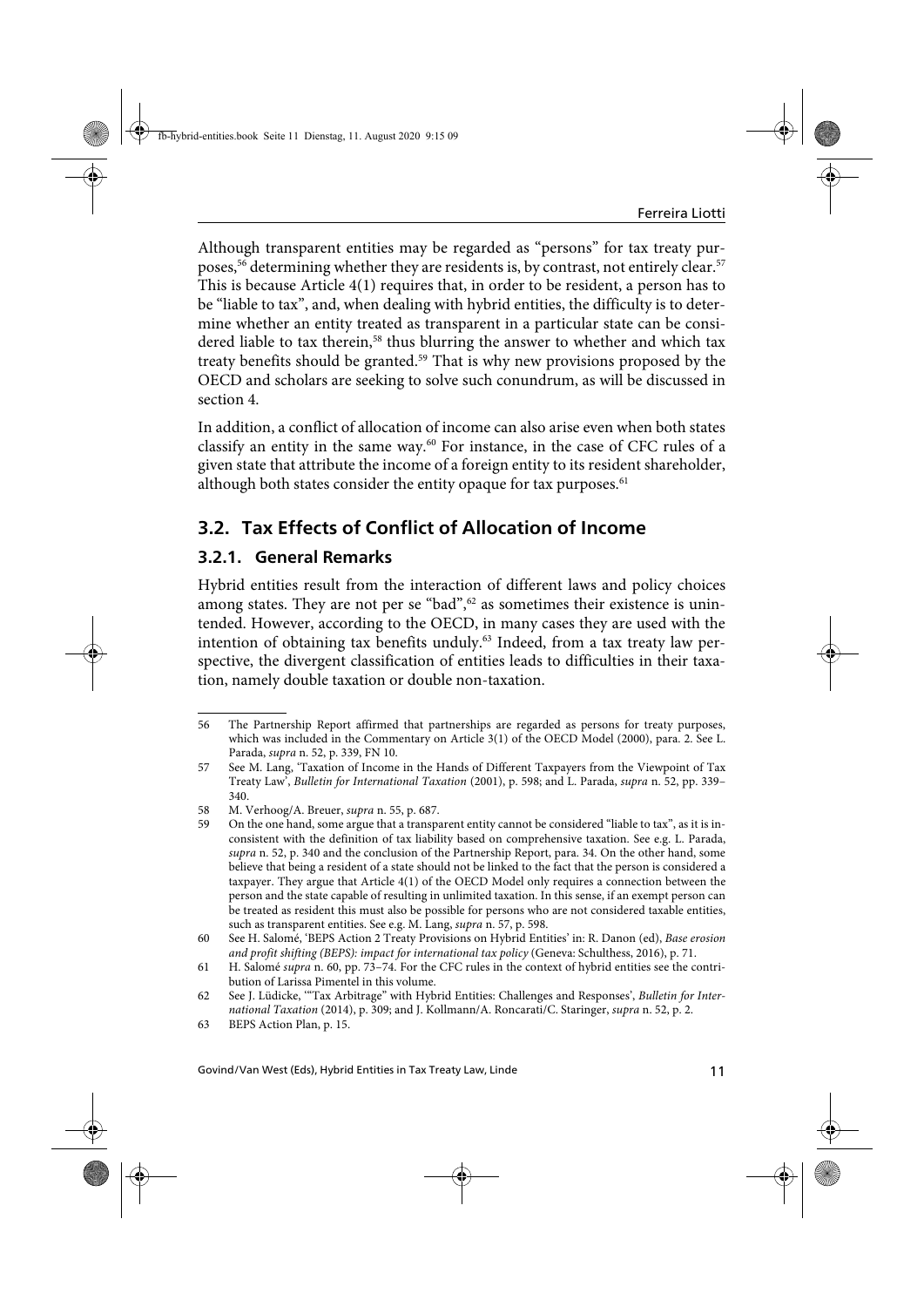Although transparent entities may be regarded as "persons" for tax treaty purposes,[56] determining whether they are residents is, by contrast, not entirely clear.[57] This is because Article 4(1) requires that, in order to be resident, a person has to be "liable to tax", and, when dealing with hybrid entities, the difficulty is to determine whether an entity treated as transparent in a particular state can be considered liable to tax therein,[58] thus blurring the answer to whether and which tax treaty benefits should be granted.[59] That is why new provisions proposed by the OECD and scholars are seeking to solve such conundrum, as will be discussed in section 4.

In addition, a conflict of allocation of income can also arise even when both states classify an entity in the same way.[60] For instance, in the case of CFC rules of a given state that attribute the income of a foreign entity to its resident shareholder, although both states consider the entity opaque for tax purposes.[61]

## 3.2. Tax Effects of Conflict of Allocation of Income

### 3.2.1. General Remarks

Hybrid entities result from the interaction of different laws and policy choices among states. They are not per se "bad",[62] as sometimes their existence is unintended. However, according to the OECD, in many cases they are used with the intention of obtaining tax benefits unduly.[63] Indeed, from a tax treaty law perspective, the divergent classification of entities leads to difficulties in their taxation, namely double taxation or double non-taxation.

---

56 The Partnership Report affirmed that partnerships are regarded as persons for treaty purposes, which was included in the Commentary on Article 3(1) of the OECD Model (2000), para. 2. See L. Parada, *supra* n. 52, p. 339, FN 10.

57 See M. Lang, 'Taxation of Income in the Hands of Different Taxpayers from the Viewpoint of Tax Treaty Law', *Bulletin for International Taxation* (2001), p. 598; and L. Parada, *supra* n. 52, pp. 339–340.

58 M. Verhoog/A. Breuer, *supra* n. 55, p. 687.

59 On the one hand, some argue that a transparent entity cannot be considered "liable to tax", as it is inconsistent with the definition of tax liability based on comprehensive taxation. See e.g. L. Parada, *supra* n. 52, p. 340 and the conclusion of the Partnership Report, para. 34. On the other hand, some believe that being a resident of a state should not be linked to the fact that the person is considered a taxpayer. They argue that Article 4(1) of the OECD Model only requires a connection between the person and the state capable of resulting in unlimited taxation. In this sense, if an exempt person can be treated as resident this must also be possible for persons who are not considered taxable entities, such as transparent entities. See e.g. M. Lang, *supra* n. 57, p. 598.

60 See H. Salomé, 'BEPS Action 2 Treaty Provisions on Hybrid Entities' in: R. Danon (ed), *Base erosion and profit shifting (BEPS): impact for international tax policy* (Geneva: Schulthess, 2016), p. 71.

61 H. Salomé *supra* n. 60, pp. 73–74. For the CFC rules in the context of hybrid entities see the contribution of Larissa Pimentel in this volume.

62 See J. Lüdicke, '"Tax Arbitrage" with Hybrid Entities: Challenges and Responses', *Bulletin for International Taxation* (2014), p. 309; and J. Kollmann/A. Roncarati/C. Staringer, *supra* n. 52, p. 2.

63 BEPS Action Plan, p. 15.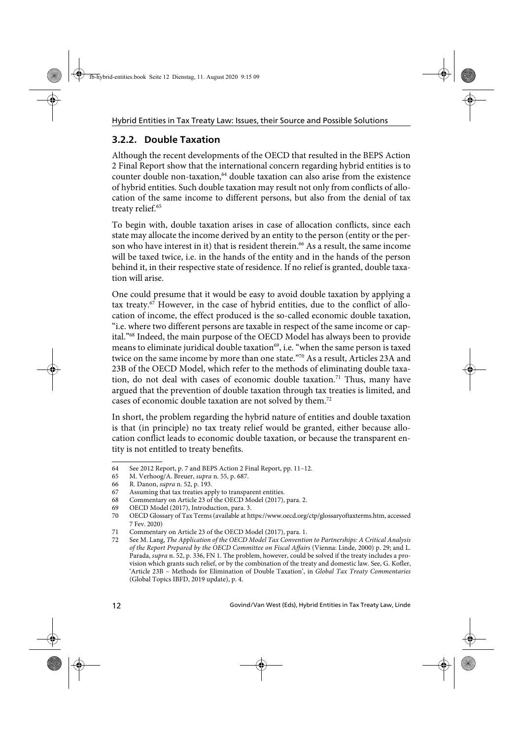### 3.2.2. Double Taxation

Although the recent developments of the OECD that resulted in the BEPS Action 2 Final Report show that the international concern regarding hybrid entities is to counter double non-taxation,[64] double taxation can also arise from the existence of hybrid entities. Such double taxation may result not only from conflicts of allocation of the same income to different persons, but also from the denial of tax treaty relief.[65]

To begin with, double taxation arises in case of allocation conflicts, since each state may allocate the income derived by an entity to the person (entity or the person who have interest in it) that is resident therein.[66] As a result, the same income will be taxed twice, i.e. in the hands of the entity and in the hands of the person behind it, in their respective state of residence. If no relief is granted, double taxation will arise.

One could presume that it would be easy to avoid double taxation by applying a tax treaty.[67] However, in the case of hybrid entities, due to the conflict of allocation of income, the effect produced is the so-called economic double taxation, "i.e. where two different persons are taxable in respect of the same income or capital."[68] Indeed, the main purpose of the OECD Model has always been to provide means to eliminate juridical double taxation[69], i.e. "when the same person is taxed twice on the same income by more than one state."[70] As a result, Articles 23A and 23B of the OECD Model, which refer to the methods of eliminating double taxation, do not deal with cases of economic double taxation.[71] Thus, many have argued that the prevention of double taxation through tax treaties is limited, and cases of economic double taxation are not solved by them.[72]

In short, the problem regarding the hybrid nature of entities and double taxation is that (in principle) no tax treaty relief would be granted, either because allocation conflict leads to economic double taxation, or because the transparent entity is not entitled to treaty benefits.

---

64 See 2012 Report, p. 7 and BEPS Action 2 Final Report, pp. 11–12.

65 M. Verhoog/A. Breuer, *supra* n. 55, p. 687.

66 R. Danon, *supra* n. 52, p. 193.

67 Assuming that tax treaties apply to transparent entities.

68 Commentary on Article 23 of the OECD Model (2017), para. 2.

69 OECD Model (2017), Introduction, para. 3.

70 OECD Glossary of Tax Terms (available at https://www.oecd.org/ctp/glossaryoftaxterms.htm, accessed 7 Fev. 2020)

71 Commentary on Article 23 of the OECD Model (2017), para. 1.

72 See M. Lang, *The Application of the OECD Model Tax Convention to Partnerships: A Critical Analysis of the Report Prepared by the OECD Committee on Fiscal Affairs* (Vienna: Linde, 2000) p. 29; and L. Parada, *supra* n. 52, p. 336, FN 1. The problem, however, could be solved if the treaty includes a provision which grants such relief, or by the combination of the treaty and domestic law. See, G. Kofler, 'Article 23B – Methods for Elimination of Double Taxation', in *Global Tax Treaty Commentaries* (Global Topics IBFD, 2019 update), p. 4.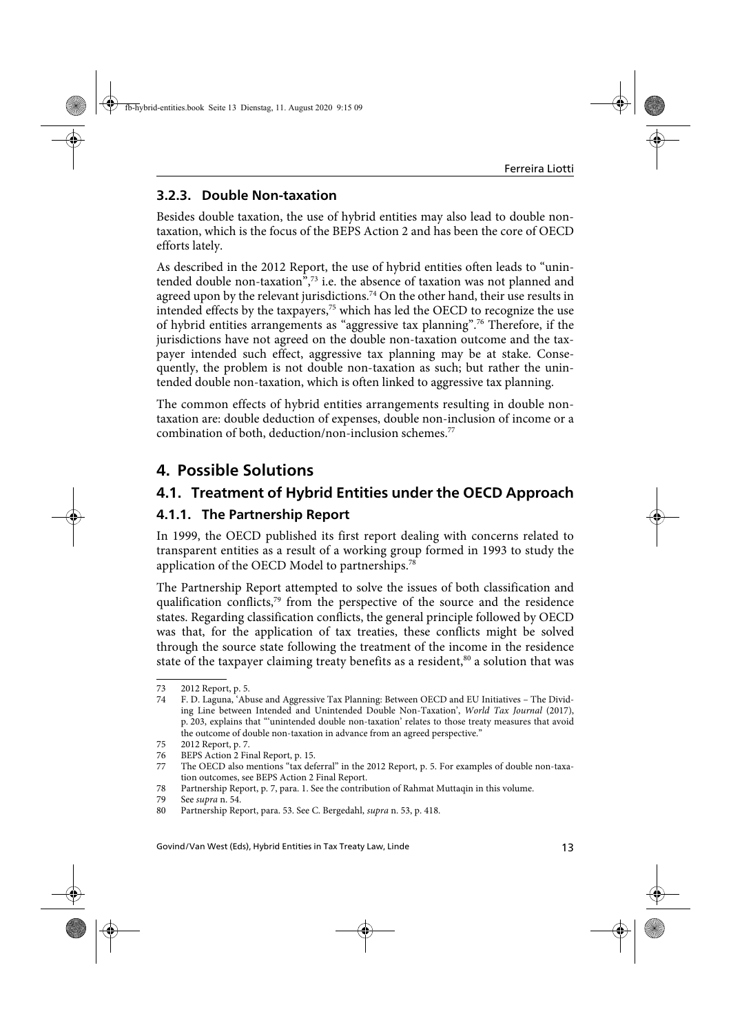### 3.2.3. Double Non-taxation

Besides double taxation, the use of hybrid entities may also lead to double non-taxation, which is the focus of the BEPS Action 2 and has been the core of OECD efforts lately.

As described in the 2012 Report, the use of hybrid entities often leads to "unintended double non-taxation",[73] i.e. the absence of taxation was not planned and agreed upon by the relevant jurisdictions.[74] On the other hand, their use results in intended effects by the taxpayers,[75] which has led the OECD to recognize the use of hybrid entities arrangements as "aggressive tax planning".[76] Therefore, if the jurisdictions have not agreed on the double non-taxation outcome and the taxpayer intended such effect, aggressive tax planning may be at stake. Consequently, the problem is not double non-taxation as such; but rather the unintended double non-taxation, which is often linked to aggressive tax planning.

The common effects of hybrid entities arrangements resulting in double non-taxation are: double deduction of expenses, double non-inclusion of income or a combination of both, deduction/non-inclusion schemes.[77]

# 4. Possible Solutions

## 4.1. Treatment of Hybrid Entities under the OECD Approach

### 4.1.1. The Partnership Report

In 1999, the OECD published its first report dealing with concerns related to transparent entities as a result of a working group formed in 1993 to study the application of the OECD Model to partnerships.[78]

The Partnership Report attempted to solve the issues of both classification and qualification conflicts,[79] from the perspective of the source and the residence states. Regarding classification conflicts, the general principle followed by OECD was that, for the application of tax treaties, these conflicts might be solved through the source state following the treatment of the income in the residence state of the taxpayer claiming treaty benefits as a resident,[80] a solution that was

---

73 2012 Report, p. 5.

74 F. D. Laguna, 'Abuse and Aggressive Tax Planning: Between OECD and EU Initiatives – The Dividing Line between Intended and Unintended Double Non-Taxation', *World Tax Journal* (2017), p. 203, explains that "'unintended double non-taxation' relates to those treaty measures that avoid the outcome of double non-taxation in advance from an agreed perspective."

75 2012 Report, p. 7.

76 BEPS Action 2 Final Report, p. 15.

77 The OECD also mentions "tax deferral" in the 2012 Report, p. 5. For examples of double non-taxation outcomes, see BEPS Action 2 Final Report.

78 Partnership Report, p. 7, para. 1. See the contribution of Rahmat Muttaqin in this volume.

79 See *supra* n. 54.

80 Partnership Report, para. 53. See C. Bergedahl, *supra* n. 53, p. 418.